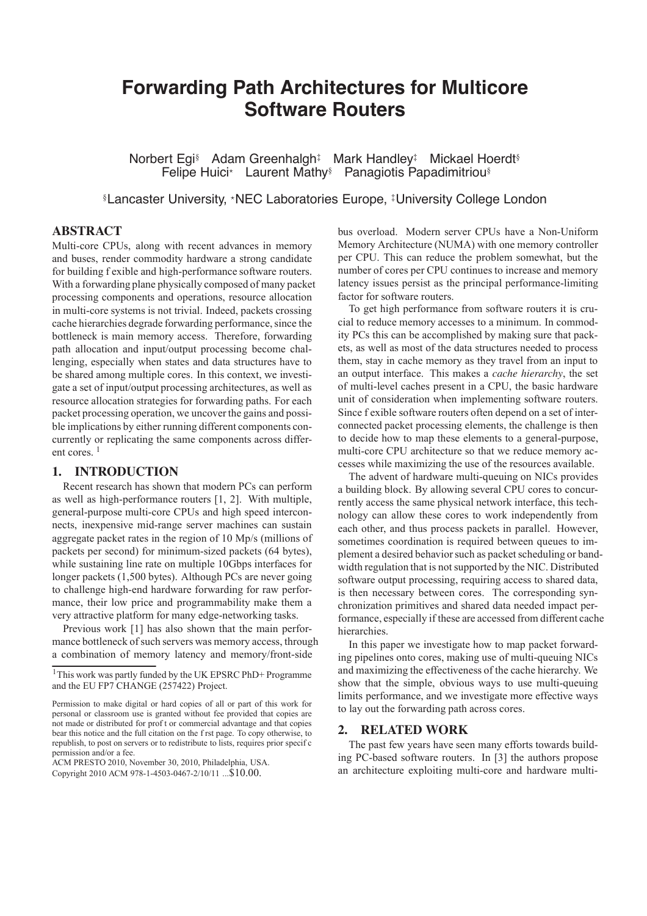# Forwarding Path Architectures for Multicore Software Routers

Norbert Egi[§] Adam Greenhalgh[‡] Mark Handley[‡] Mickael Hoerdt[§]
Felipe Huici[*] Laurent Mathy[§] Panagiotis Papadimitriou[§]

[§]Lancaster University, [*]NEC Laboratories Europe, [‡]University College London

## ABSTRACT

Multi-core CPUs, along with recent advances in memory and buses, render commodity hardware a strong candidate for building flexible and high-performance software routers. With a forwarding plane physically composed of many packet processing components and operations, resource allocation in multi-core systems is not trivial. Indeed, packets crossing cache hierarchies degrade forwarding performance, since the bottleneck is main memory access. Therefore, forwarding path allocation and input/output processing become challenging, especially when states and data structures have to be shared among multiple cores. In this context, we investigate a set of input/output processing architectures, as well as resource allocation strategies for forwarding paths. For each packet processing operation, we uncover the gains and possible implications by either running different components concurrently or replicating the same components across different cores. [1]

## 1. INTRODUCTION

Recent research has shown that modern PCs can perform as well as high-performance routers [1, 2]. With multiple, general-purpose multi-core CPUs and high speed interconnects, inexpensive mid-range server machines can sustain aggregate packet rates in the region of 10 Mp/s (millions of packets per second) for minimum-sized packets (64 bytes), while sustaining line rate on multiple 10Gbps interfaces for longer packets (1,500 bytes). Although PCs are never going to challenge high-end hardware forwarding for raw performance, their low price and programmability make them a very attractive platform for many edge-networking tasks.

Previous work [1] has also shown that the main performance bottleneck of such servers was memory access, through a combination of memory latency and memory/front-side bus overload. Modern server CPUs have a Non-Uniform Memory Architecture (NUMA) with one memory controller per CPU. This can reduce the problem somewhat, but the number of cores per CPU continues to increase and memory latency issues persist as the principal performance-limiting factor for software routers.

To get high performance from software routers it is crucial to reduce memory accesses to a minimum. In commodity PCs this can be accomplished by making sure that packets, as well as most of the data structures needed to process them, stay in cache memory as they travel from an input to an output interface. This makes a *cache hierarchy*, the set of multi-level caches present in a CPU, the basic hardware unit of consideration when implementing software routers. Since flexible software routers often depend on a set of interconnected packet processing elements, the challenge is then to decide how to map these elements to a general-purpose, multi-core CPU architecture so that we reduce memory accesses while maximizing the use of the resources available.

The advent of hardware multi-queuing on NICs provides a building block. By allowing several CPU cores to concurrently access the same physical network interface, this technology can allow these cores to work independently from each other, and thus process packets in parallel. However, sometimes coordination is required between queues to implement a desired behavior such as packet scheduling or bandwidth regulation that is not supported by the NIC. Distributed software output processing, requiring access to shared data, is then necessary between cores. The corresponding synchronization primitives and shared data needed impact performance, especially if these are accessed from different cache hierarchies.

In this paper we investigate how to map packet forwarding pipelines onto cores, making use of multi-queuing NICs and maximizing the effectiveness of the cache hierarchy. We show that the simple, obvious ways to use multi-queuing limits performance, and we investigate more effective ways to lay out the forwarding path across cores.

## 2. RELATED WORK

The past few years have seen many efforts towards building PC-based software routers. In [3] the authors propose an architecture exploiting multi-core and hardware multi-

[1]This work was partly funded by the UK EPSRC PhD+ Programme and the EU FP7 CHANGE (257422) Project.

Permission to make digital or hard copies of all or part of this work for personal or classroom use is granted without fee provided that copies are not made or distributed for profit or commercial advantage and that copies bear this notice and the full citation on the first page. To copy otherwise, to republish, to post on servers or to redistribute to lists, requires prior specific permission and/or a fee.
ACM PRESTO 2010, November 30, 2010, Philadelphia, USA.
Copyright 2010 ACM 978-1-4503-0467-2/10/11 ...$10.00.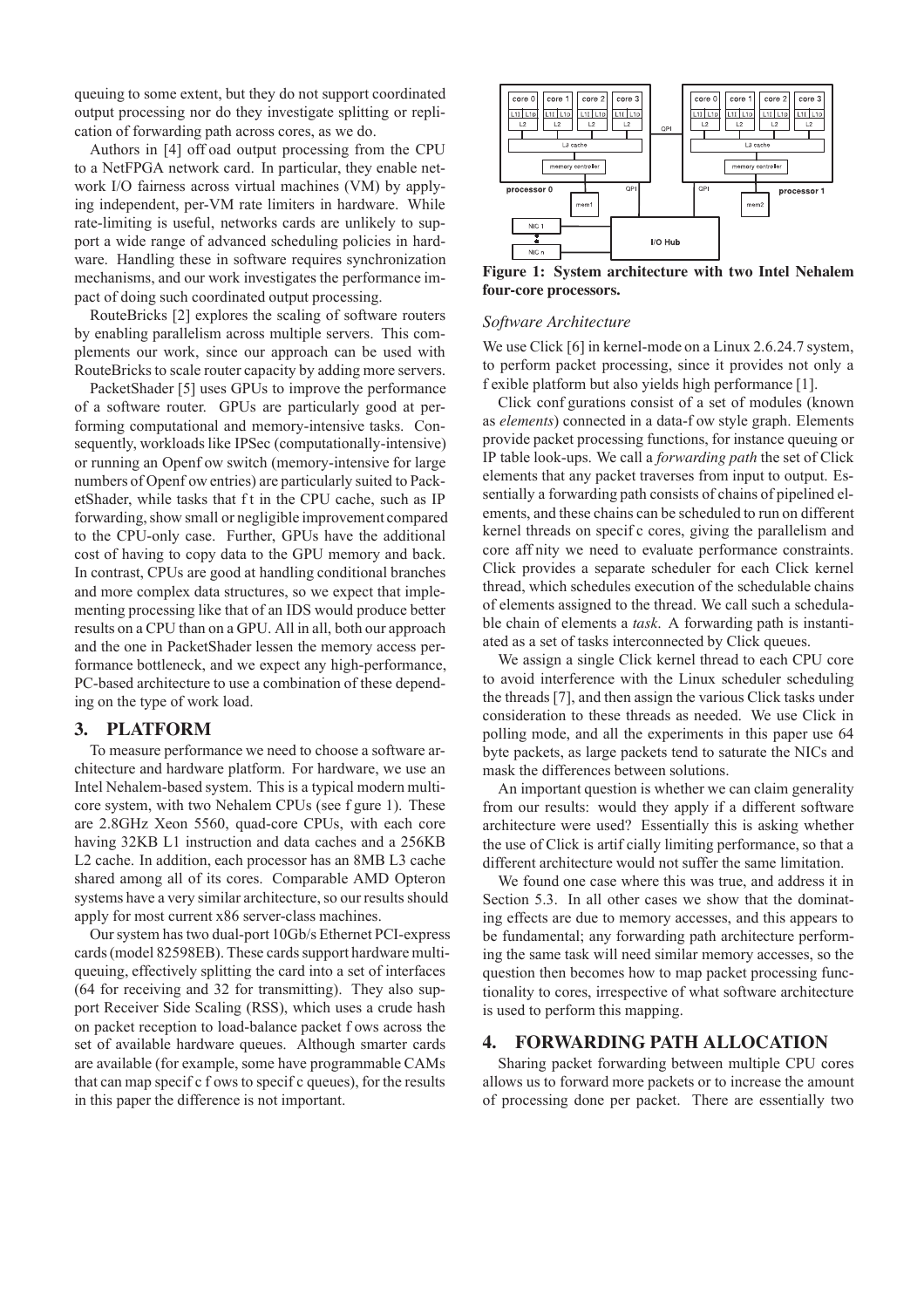queuing to some extent, but they do not support coordinated output processing nor do they investigate splitting or replication of forwarding path across cores, as we do.

Authors in [4] offload output processing from the CPU to a NetFPGA network card. In particular, they enable network I/O fairness across virtual machines (VM) by applying independent, per-VM rate limiters in hardware. While rate-limiting is useful, networks cards are unlikely to support a wide range of advanced scheduling policies in hardware. Handling these in software requires synchronization mechanisms, and our work investigates the performance impact of doing such coordinated output processing.

RouteBricks [2] explores the scaling of software routers by enabling parallelism across multiple servers. This complements our work, since our approach can be used with RouteBricks to scale router capacity by adding more servers.

PacketShader [5] uses GPUs to improve the performance of a software router. GPUs are particularly good at performing computational and memory-intensive tasks. Consequently, workloads like IPSec (computationally-intensive) or running an Openflow switch (memory-intensive for large numbers of Openflow entries) are particularly suited to PacketShader, while tasks that fit in the CPU cache, such as IP forwarding, show small or negligible improvement compared to the CPU-only case. Further, GPUs have the additional cost of having to copy data to the GPU memory and back. In contrast, CPUs are good at handling conditional branches and more complex data structures, so we expect that implementing processing like that of an IDS would produce better results on a CPU than on a GPU. All in all, both our approach and the one in PacketShader lessen the memory access performance bottleneck, and we expect any high-performance, PC-based architecture to use a combination of these depending on the type of work load.

## 3. PLATFORM

To measure performance we need to choose a software architecture and hardware platform. For hardware, we use an Intel Nehalem-based system. This is a typical modern multi-core system, with two Nehalem CPUs (see figure 1). These are 2.8GHz Xeon 5560, quad-core CPUs, with each core having 32KB L1 instruction and data caches and a 256KB L2 cache. In addition, each processor has an 8MB L3 cache shared among all of its cores. Comparable AMD Opteron systems have a very similar architecture, so our results should apply for most current x86 server-class machines.

Our system has two dual-port 10Gb/s Ethernet PCI-express cards (model 82598EB). These cards support hardware multi-queuing, effectively splitting the card into a set of interfaces (64 for receiving and 32 for transmitting). They also support Receiver Side Scaling (RSS), which uses a crude hash on packet reception to load-balance packet flows across the set of available hardware queues. Although smarter cards are available (for example, some have programmable CAMs that can map specific flows to specific queues), for the results in this paper the difference is not important.

**Figure 1: System architecture with two Intel Nehalem four-core processors.**

### *Software Architecture*

We use Click [6] in kernel-mode on a Linux 2.6.24.7 system, to perform packet processing, since it provides not only a flexible platform but also yields high performance [1].

Click configurations consist of a set of modules (known as *elements*) connected in a data-flow style graph. Elements provide packet processing functions, for instance queuing or IP table look-ups. We call a *forwarding path* the set of Click elements that any packet traverses from input to output. Essentially a forwarding path consists of chains of pipelined elements, and these chains can be scheduled to run on different kernel threads on specific cores, giving the parallelism and core affinity we need to evaluate performance constraints. Click provides a separate scheduler for each Click kernel thread, which schedules execution of the schedulable chains of elements assigned to the thread. We call such a schedulable chain of elements a *task*. A forwarding path is instantiated as a set of tasks interconnected by Click queues.

We assign a single Click kernel thread to each CPU core to avoid interference with the Linux scheduler scheduling the threads [7], and then assign the various Click tasks under consideration to these threads as needed. We use Click in polling mode, and all the experiments in this paper use 64 byte packets, as large packets tend to saturate the NICs and mask the differences between solutions.

An important question is whether we can claim generality from our results: would they apply if a different software architecture were used? Essentially this is asking whether the use of Click is artificially limiting performance, so that a different architecture would not suffer the same limitation.

We found one case where this was true, and address it in Section 5.3. In all other cases we show that the dominating effects are due to memory accesses, and this appears to be fundamental; any forwarding path architecture performing the same task will need similar memory accesses, so the question then becomes how to map packet processing functionality to cores, irrespective of what software architecture is used to perform this mapping.

## 4. FORWARDING PATH ALLOCATION

Sharing packet forwarding between multiple CPU cores allows us to forward more packets or to increase the amount of processing done per packet. There are essentially two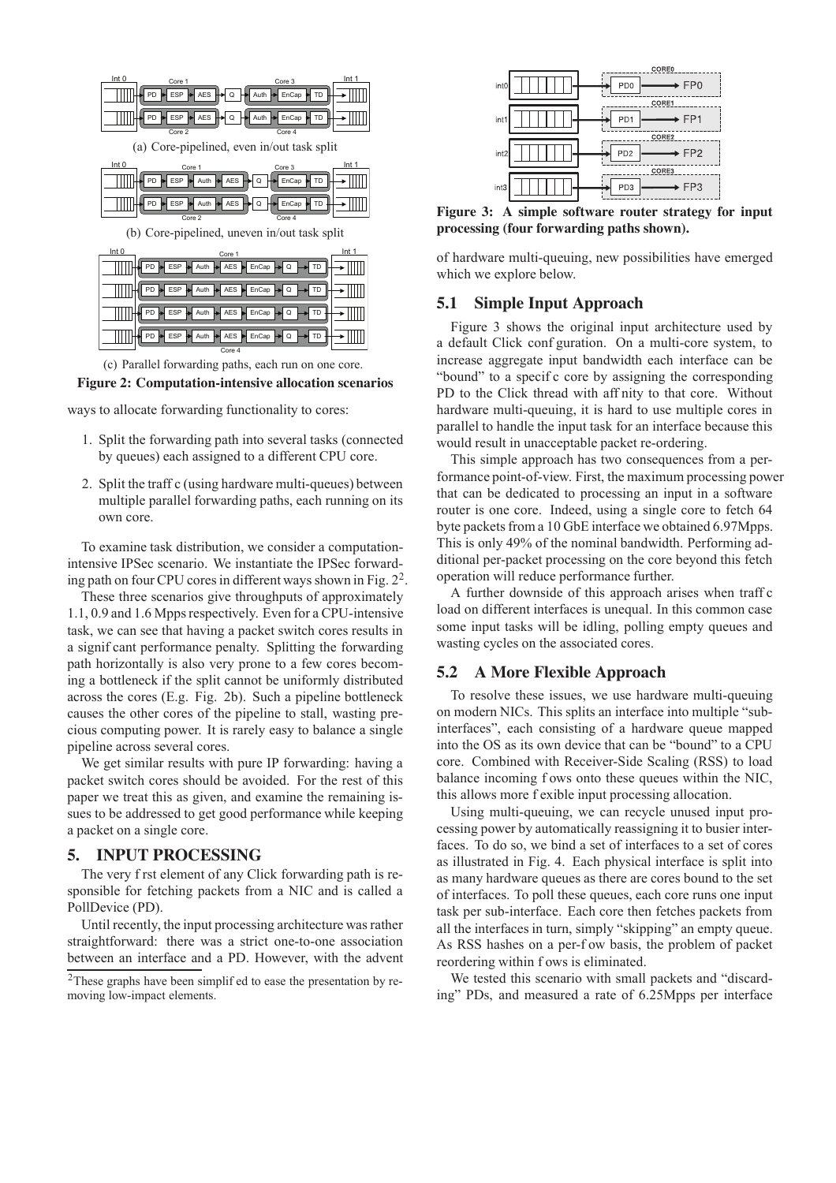(a) Core-pipelined, even in/out task split

(b) Core-pipelined, uneven in/out task split

(c) Parallel forwarding paths, each run on one core.

**Figure 2: Computation-intensive allocation scenarios**

ways to allocate forwarding functionality to cores:

1. Split the forwarding path into several tasks (connected by queues) each assigned to a different CPU core.
2. Split the traffic (using hardware multi-queues) between multiple parallel forwarding paths, each running on its own core.

To examine task distribution, we consider a computation-intensive IPSec scenario. We instantiate the IPSec forwarding path on four CPU cores in different ways shown in Fig. 2[2].

These three scenarios give throughputs of approximately 1.1, 0.9 and 1.6 Mpps respectively. Even for a CPU-intensive task, we can see that having a packet switch cores results in a significant performance penalty. Splitting the forwarding path horizontally is also very prone to a few cores becoming a bottleneck if the split cannot be uniformly distributed across the cores (E.g. Fig. 2b). Such a pipeline bottleneck causes the other cores of the pipeline to stall, wasting precious computing power. It is rarely easy to balance a single pipeline across several cores.

We get similar results with pure IP forwarding: having a packet switch cores should be avoided. For the rest of this paper we treat this as given, and examine the remaining issues to be addressed to get good performance while keeping a packet on a single core.

## 5. INPUT PROCESSING

The very first element of any Click forwarding path is responsible for fetching packets from a NIC and is called a PollDevice (PD).

Until recently, the input processing architecture was rather straightforward: there was a strict one-to-one association between an interface and a PD. However, with the advent of hardware multi-queuing, new possibilities have emerged which we explore below.

[2]These graphs have been simplified to ease the presentation by removing low-impact elements.

**Figure 3: A simple software router strategy for input processing (four forwarding paths shown).**

### 5.1 Simple Input Approach

Figure 3 shows the original input architecture used by a default Click configuration. On a multi-core system, to increase aggregate input bandwidth each interface can be "bound" to a specific core by assigning the corresponding PD to the Click thread with affinity to that core. Without hardware multi-queuing, it is hard to use multiple cores in parallel to handle the input task for an interface because this would result in unacceptable packet re-ordering.

This simple approach has two consequences from a performance point-of-view. First, the maximum processing power that can be dedicated to processing an input in a software router is one core. Indeed, using a single core to fetch 64 byte packets from a 10 GbE interface we obtained 6.97Mpps. This is only 49% of the nominal bandwidth. Performing additional per-packet processing on the core beyond this fetch operation will reduce performance further.

A further downside of this approach arises when traffic load on different interfaces is unequal. In this common case some input tasks will be idling, polling empty queues and wasting cycles on the associated cores.

### 5.2 A More Flexible Approach

To resolve these issues, we use hardware multi-queuing on modern NICs. This splits an interface into multiple "sub-interfaces", each consisting of a hardware queue mapped into the OS as its own device that can be "bound" to a CPU core. Combined with Receiver-Side Scaling (RSS) to load balance incoming flows onto these queues within the NIC, this allows more flexible input processing allocation.

Using multi-queuing, we can recycle unused input processing power by automatically reassigning it to busier interfaces. To do so, we bind a set of interfaces to a set of cores as illustrated in Fig. 4. Each physical interface is split into as many hardware queues as there are cores bound to the set of interfaces. To poll these queues, each core runs one input task per sub-interface. Each core then fetches packets from all the interfaces in turn, simply "skipping" an empty queue. As RSS hashes on a per-flow basis, the problem of packet reordering within flows is eliminated.

We tested this scenario with small packets and "discarding" PDs, and measured a rate of 6.25Mpps per interface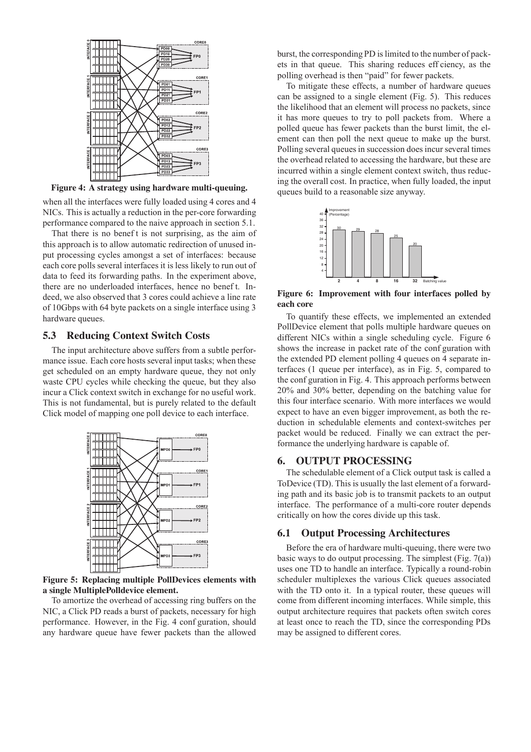**Figure 4: A strategy using hardware multi-queuing.**

when all the interfaces were fully loaded using 4 cores and 4 NICs. This is actually a reduction in the per-core forwarding performance compared to the naive approach in section 5.1.

That there is no benefit is not surprising, as the aim of this approach is to allow automatic redirection of unused input processing cycles amongst a set of interfaces: because each core polls several interfaces it is less likely to run out of data to feed its forwarding paths. In the experiment above, there are no underloaded interfaces, hence no benefit. Indeed, we also observed that 3 cores could achieve a line rate of 10Gbps with 64 byte packets on a single interface using 3 hardware queues.

## 5.3 Reducing Context Switch Costs

The input architecture above suffers from a subtle performance issue. Each core hosts several input tasks; when these get scheduled on an empty hardware queue, they not only waste CPU cycles while checking the queue, but they also incur a Click context switch in exchange for no useful work. This is not fundamental, but is purely related to the default Click model of mapping one poll device to each interface.

**Figure 5: Replacing multiple PollDevices elements with a single MultiplePolldevice element.**

To amortize the overhead of accessing ring buffers on the NIC, a Click PD reads a burst of packets, necessary for high performance. However, in the Fig. 4 configuration, should any hardware queue have fewer packets than the allowed burst, the corresponding PD is limited to the number of packets in that queue. This sharing reduces efficiency, as the polling overhead is then "paid" for fewer packets.

To mitigate these effects, a number of hardware queues can be assigned to a single element (Fig. 5). This reduces the likelihood that an element will process no packets, since it has more queues to try to poll packets from. Where a polled queue has fewer packets than the burst limit, the element can then poll the next queue to make up the burst. Polling several queues in succession does incur several times the overhead related to accessing the hardware, but these are incurred within a single element context switch, thus reducing the overall cost. In practice, when fully loaded, the input queues build to a reasonable size anyway.

**Figure 6: Improvement with four interfaces polled by each core**

To quantify these effects, we implemented an extended PollDevice element that polls multiple hardware queues on different NICs within a single scheduling cycle. Figure 6 shows the increase in packet rate of the configuration with the extended PD element polling 4 queues on 4 separate interfaces (1 queue per interface), as in Fig. 5, compared to the configuration in Fig. 4. This approach performs between 20% and 30% better, depending on the batching value for this four interface scenario. With more interfaces we would expect to have an even bigger improvement, as both the reduction in schedulable elements and context-switches per packet would be reduced. Finally we can extract the performance the underlying hardware is capable of.

# 6. OUTPUT PROCESSING

The schedulable element of a Click output task is called a ToDevice (TD). This is usually the last element of a forwarding path and its basic job is to transmit packets to an output interface. The performance of a multi-core router depends critically on how the cores divide up this task.

## 6.1 Output Processing Architectures

Before the era of hardware multi-queuing, there were two basic ways to do output processing. The simplest (Fig. 7(a)) uses one TD to handle an interface. Typically a round-robin scheduler multiplexes the various Click queues associated with the TD onto it. In a typical router, these queues will come from different incoming interfaces. While simple, this output architecture requires that packets often switch cores at least once to reach the TD, since the corresponding PDs may be assigned to different cores.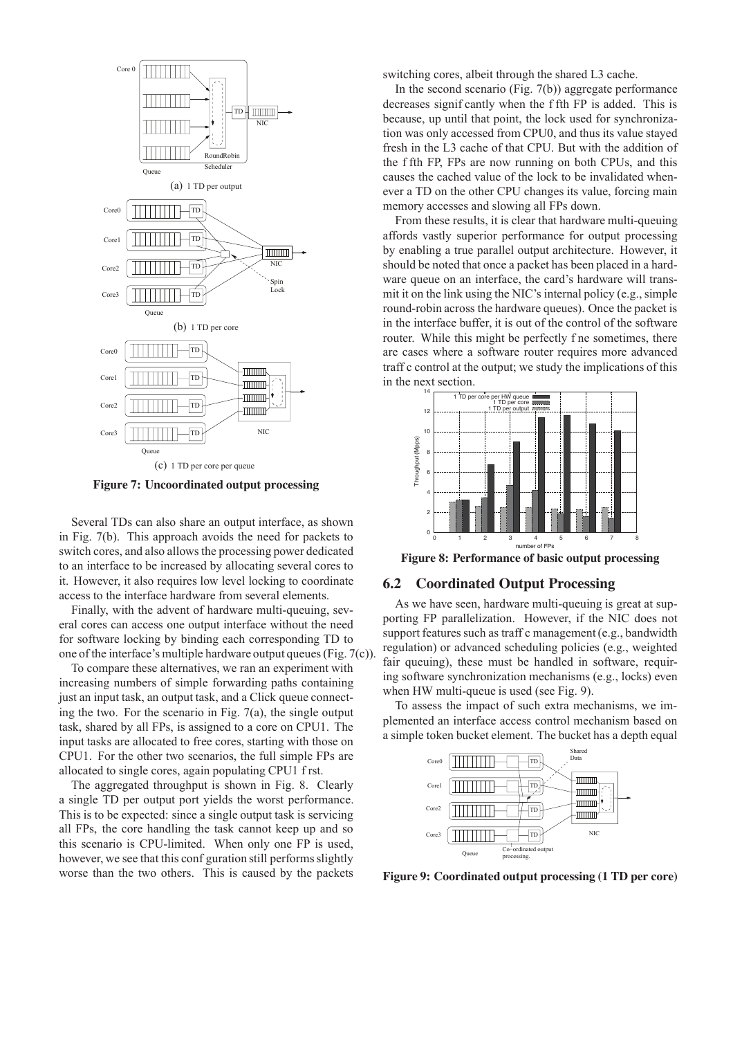(a) 1 TD per output

(b) 1 TD per core

(c) 1 TD per core per queue

**Figure 7: Uncoordinated output processing**

Several TDs can also share an output interface, as shown in Fig. 7(b). This approach avoids the need for packets to switch cores, and also allows the processing power dedicated to an interface to be increased by allocating several cores to it. However, it also requires low level locking to coordinate access to the interface hardware from several elements.

Finally, with the advent of hardware multi-queuing, several cores can access one output interface without the need for software locking by binding each corresponding TD to one of the interface's multiple hardware output queues (Fig. 7(c)).

To compare these alternatives, we ran an experiment with increasing numbers of simple forwarding paths containing just an input task, an output task, and a Click queue connecting the two. For the scenario in Fig. 7(a), the single output task, shared by all FPs, is assigned to a core on CPU1. The input tasks are allocated to free cores, starting with those on CPU1. For the other two scenarios, the full simple FPs are allocated to single cores, again populating CPU1 first.

The aggregated throughput is shown in Fig. 8. Clearly a single TD per output port yields the worst performance. This is to be expected: since a single output task is servicing all FPs, the core handling the task cannot keep up and so this scenario is CPU-limited. When only one FP is used, however, we see that this configuration still performs slightly worse than the two others. This is caused by the packets switching cores, albeit through the shared L3 cache.

In the second scenario (Fig. 7(b)) aggregate performance decreases significantly when the fifth FP is added. This is because, up until that point, the lock used for synchronization was only accessed from CPU0, and thus its value stayed fresh in the L3 cache of that CPU. But with the addition of the fifth FP, FPs are now running on both CPUs, and this causes the cached value of the lock to be invalidated whenever a TD on the other CPU changes its value, forcing main memory accesses and slowing all FPs down.

From these results, it is clear that hardware multi-queuing affords vastly superior performance for output processing by enabling a true parallel output architecture. However, it should be noted that once a packet has been placed in a hardware queue on an interface, the card's hardware will transmit it on the link using the NIC's internal policy (e.g., simple round-robin across the hardware queues). Once the packet is in the interface buffer, it is out of the control of the software router. While this might be perfectly fine sometimes, there are cases where a software router requires more advanced traffic control at the output; we study the implications of this in the next section.

**Figure 8: Performance of basic output processing**

## 6.2 Coordinated Output Processing

As we have seen, hardware multi-queuing is great at supporting FP parallelization. However, if the NIC does not support features such as traffic management (e.g., bandwidth regulation) or advanced scheduling policies (e.g., weighted fair queuing), these must be handled in software, requiring software synchronization mechanisms (e.g., locks) even when HW multi-queue is used (see Fig. 9).

To assess the impact of such extra mechanisms, we implemented an interface access control mechanism based on a simple token bucket element. The bucket has a depth equal

**Figure 9: Coordinated output processing (1 TD per core)**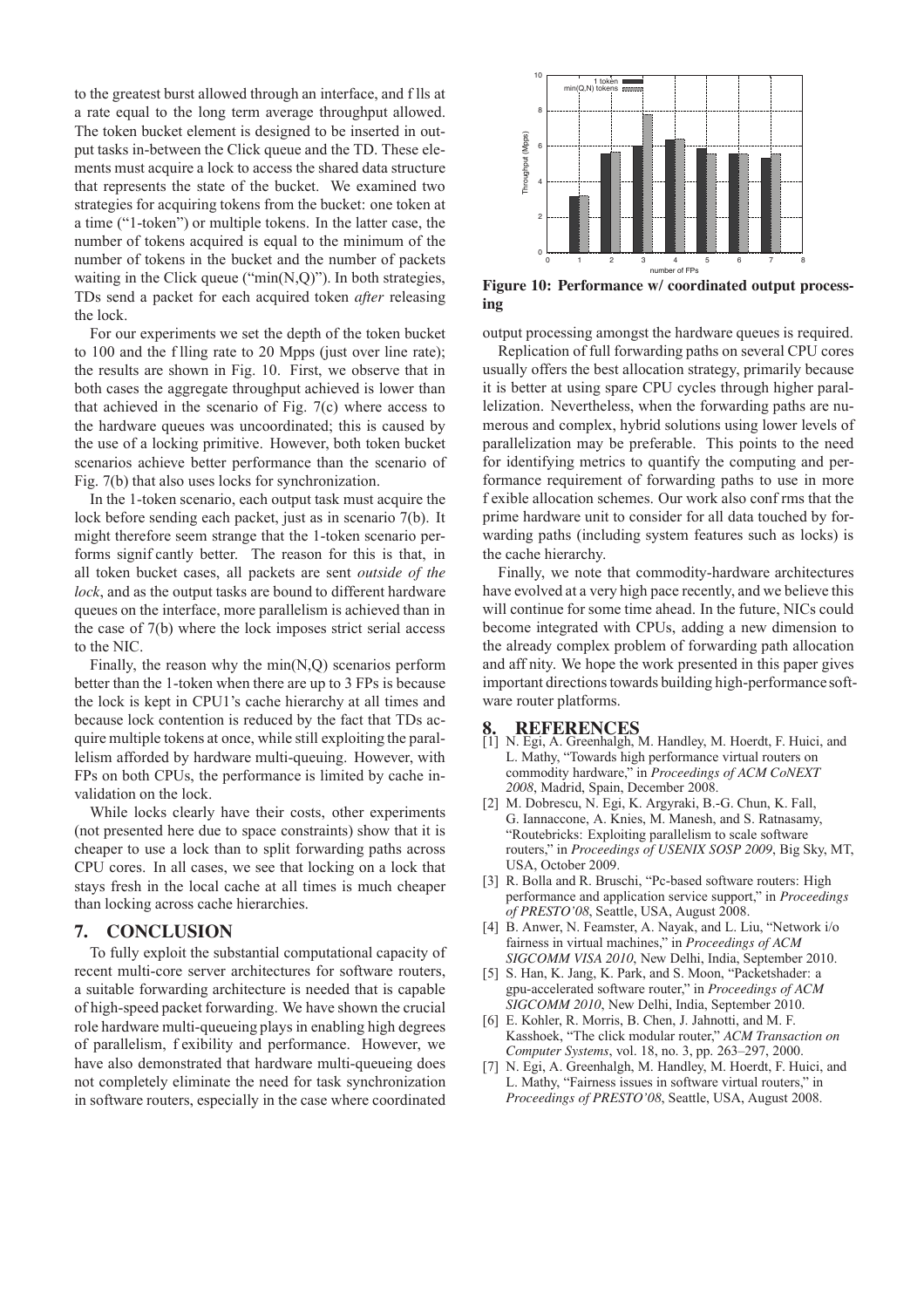to the greatest burst allowed through an interface, and fills at a rate equal to the long term average throughput allowed. The token bucket element is designed to be inserted in output tasks in-between the Click queue and the TD. These elements must acquire a lock to access the shared data structure that represents the state of the bucket. We examined two strategies for acquiring tokens from the bucket: one token at a time ("1-token") or multiple tokens. In the latter case, the number of tokens acquired is equal to the minimum of the number of tokens in the bucket and the number of packets waiting in the Click queue ("min(N,Q)"). In both strategies, TDs send a packet for each acquired token *after* releasing the lock.

For our experiments we set the depth of the token bucket to 100 and the filling rate to 20 Mpps (just over line rate); the results are shown in Fig. 10. First, we observe that in both cases the aggregate throughput achieved is lower than that achieved in the scenario of Fig. 7(c) where access to the hardware queues was uncoordinated; this is caused by the use of a locking primitive. However, both token bucket scenarios achieve better performance than the scenario of Fig. 7(b) that also uses locks for synchronization.

In the 1-token scenario, each output task must acquire the lock before sending each packet, just as in scenario 7(b). It might therefore seem strange that the 1-token scenario performs significantly better. The reason for this is that, in all token bucket cases, all packets are sent *outside of the lock*, and as the output tasks are bound to different hardware queues on the interface, more parallelism is achieved than in the case of 7(b) where the lock imposes strict serial access to the NIC.

Finally, the reason why the min(N,Q) scenarios perform better than the 1-token when there are up to 3 FPs is because the lock is kept in CPU1's cache hierarchy at all times and because lock contention is reduced by the fact that TDs acquire multiple tokens at once, while still exploiting the parallelism afforded by hardware multi-queuing. However, with FPs on both CPUs, the performance is limited by cache invalidation on the lock.

While locks clearly have their costs, other experiments (not presented here due to space constraints) show that it is cheaper to use a lock than to split forwarding paths across CPU cores. In all cases, we see that locking on a lock that stays fresh in the local cache at all times is much cheaper than locking across cache hierarchies.

## 7. CONCLUSION

To fully exploit the substantial computational capacity of recent multi-core server architectures for software routers, a suitable forwarding architecture is needed that is capable of high-speed packet forwarding. We have shown the crucial role hardware multi-queueing plays in enabling high degrees of parallelism, flexibility and performance. However, we have also demonstrated that hardware multi-queueing does not completely eliminate the need for task synchronization in software routers, especially in the case where coordinated

1 token
min(Q,N) tokens
Throughput (Mpps)
0
2
4
6
8
10
number of FPs
0 1 2 3 4 5 6 7 8

**Figure 10: Performance w/ coordinated output processing**

output processing amongst the hardware queues is required.

Replication of full forwarding paths on several CPU cores usually offers the best allocation strategy, primarily because it is better at using spare CPU cycles through higher parallelization. Nevertheless, when the forwarding paths are numerous and complex, hybrid solutions using lower levels of parallelization may be preferable. This points to the need for identifying metrics to quantify the computing and performance requirement of forwarding paths to use in more flexible allocation schemes. Our work also confirms that the prime hardware unit to consider for all data touched by forwarding paths (including system features such as locks) is the cache hierarchy.

Finally, we note that commodity-hardware architectures have evolved at a very high pace recently, and we believe this will continue for some time ahead. In the future, NICs could become integrated with CPUs, adding a new dimension to the already complex problem of forwarding path allocation and affinity. We hope the work presented in this paper gives important directions towards building high-performance software router platforms.

## 8. REFERENCES

[1] N. Egi, A. Greenhalgh, M. Handley, M. Hoerdt, F. Huici, and L. Mathy, "Towards high performance virtual routers on commodity hardware," in *Proceedings of ACM CoNEXT 2008*, Madrid, Spain, December 2008.

[2] M. Dobrescu, N. Egi, K. Argyraki, B.-G. Chun, K. Fall, G. Iannaccone, A. Knies, M. Manesh, and S. Ratnasamy, "Routebricks: Exploiting parallelism to scale software routers," in *Proceedings of USENIX SOSP 2009*, Big Sky, MT, USA, October 2009.

[3] R. Bolla and R. Bruschi, "Pc-based software routers: High performance and application service support," in *Proceedings of PRESTO'08*, Seattle, USA, August 2008.

[4] B. Anwer, N. Feamster, A. Nayak, and L. Liu, "Network i/o fairness in virtual machines," in *Proceedings of ACM SIGCOMM VISA 2010*, New Delhi, India, September 2010.

[5] S. Han, K. Jang, K. Park, and S. Moon, "Packetshader: a gpu-accelerated software router," in *Proceedings of ACM SIGCOMM 2010*, New Delhi, India, September 2010.

[6] E. Kohler, R. Morris, B. Chen, J. Jahnotti, and M. F. Kasshoek, "The click modular router," *ACM Transaction on Computer Systems*, vol. 18, no. 3, pp. 263–297, 2000.

[7] N. Egi, A. Greenhalgh, M. Handley, M. Hoerdt, F. Huici, and L. Mathy, "Fairness issues in software virtual routers," in *Proceedings of PRESTO'08*, Seattle, USA, August 2008.